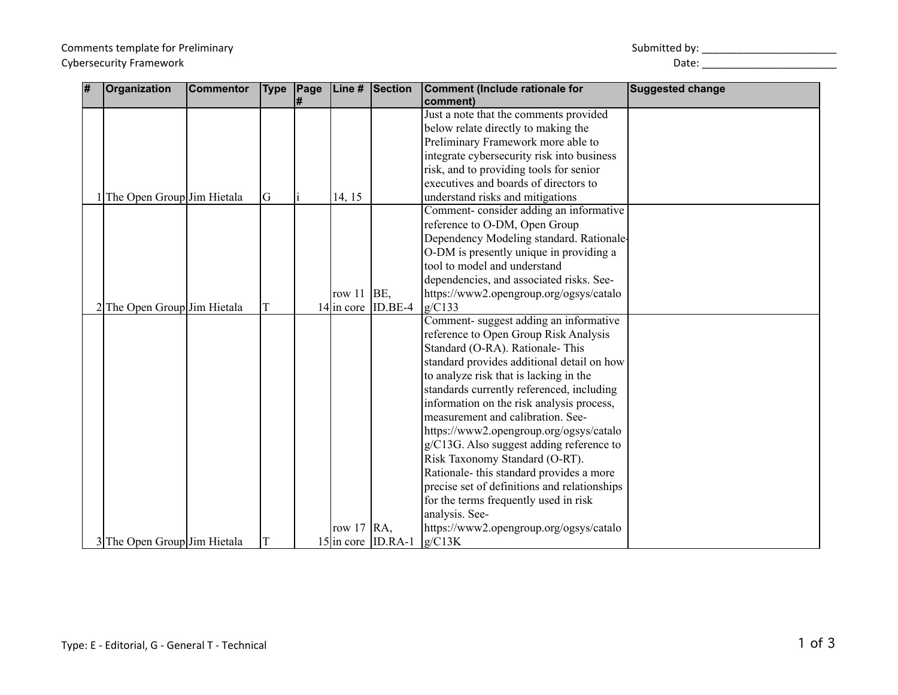Comments template for Preliminary Cybersecurity Framework

Submitted by: ________________________

Date: ________________________

| # | Organization | Commentor | Type | Page # | Line # | Section | Comment (Include rationale for comment) | Suggested change |
|---|---|---|---|---|---|---|---|---|
| 1 | The Open Group | Jim Hietala | G | i | 14, 15 | | Just a note that the comments provided below relate directly to making the Preliminary Framework more able to integrate cybersecurity risk into business risk, and to providing tools for senior executives and boards of directors to understand risks and mitigations | |
| 2 | The Open Group | Jim Hietala | T | 14 | row 11 in core | BE, ID.BE-4 | Comment- consider adding an informative reference to O-DM, Open Group Dependency Modeling standard. Rationale- O-DM is presently unique in providing a tool to model and understand dependencies, and associated risks. See- https://www2.opengroup.org/ogsys/catalog/C133 | |
| 3 | The Open Group | Jim Hietala | T | 15 | row 17 in core | RA, ID.RA-1 | Comment- suggest adding an informative reference to Open Group Risk Analysis Standard (O-RA). Rationale- This standard provides additional detail on how to analyze risk that is lacking in the standards currently referenced, including information on the risk analysis process, measurement and calibration. See- https://www2.opengroup.org/ogsys/catalog/C13G. Also suggest adding reference to Risk Taxonomy Standard (O-RT). Rationale- this standard provides a more precise set of definitions and relationships for the terms frequently used in risk analysis. See- https://www2.opengroup.org/ogsys/catalog/C13K | |

Type: E - Editorial, G - General T - Technical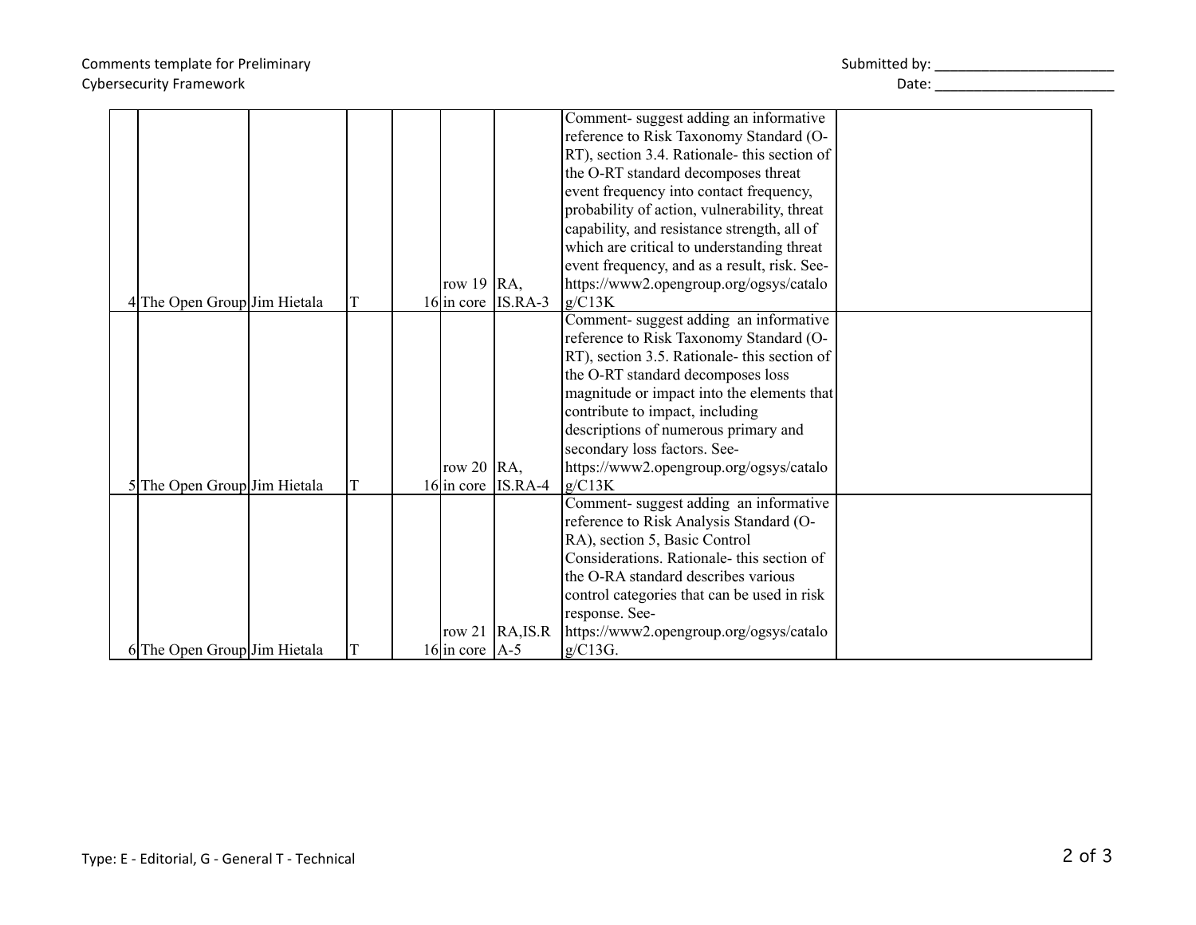| | | | | | | | | |
|---|---|---|---|---|---|---|---|---|
| 4 | The Open Group | Jim Hietala | T | | 16 | row 19 in core | RA, IS.RA-3 | Comment- suggest adding an informative reference to Risk Taxonomy Standard (O-RT), section 3.4. Rationale- this section of the O-RT standard decomposes threat event frequency into contact frequency, probability of action, vulnerability, threat capability, and resistance strength, all of which are critical to understanding threat event frequency, and as a result, risk. See- https://www2.opengroup.org/ogsys/catalog/C13K | |
| 5 | The Open Group | Jim Hietala | T | | 16 | row 20 in core | RA, IS.RA-4 | Comment- suggest adding an informative reference to Risk Taxonomy Standard (O-RT), section 3.5. Rationale- this section of the O-RT standard decomposes loss magnitude or impact into the elements that contribute to impact, including descriptions of numerous primary and secondary loss factors. See- https://www2.opengroup.org/ogsys/catalog/C13K | |
| 6 | The Open Group | Jim Hietala | T | | 16 | row 21 in core | RA,IS.RA-5 | Comment- suggest adding an informative reference to Risk Analysis Standard (O-RA), section 5, Basic Control Considerations. Rationale- this section of the O-RA standard describes various control categories that can be used in risk response. See- https://www2.opengroup.org/ogsys/catalog/C13G. | |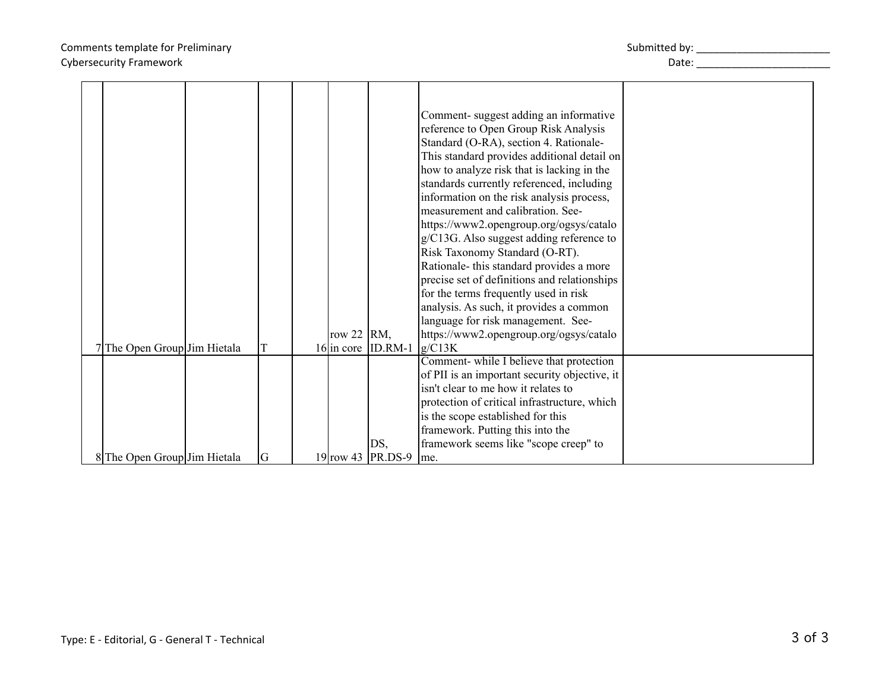| | | | | | | | | |
|---|---|---|---|---|---|---|---|---|
| 7 | The Open Group | Jim Hietala | T | | 16 | row 22 in core | RM, ID.RM-1 | Comment- suggest adding an informative reference to Open Group Risk Analysis Standard (O-RA), section 4. Rationale- This standard provides additional detail on how to analyze risk that is lacking in the standards currently referenced, including information on the risk analysis process, measurement and calibration. See- https://www2.opengroup.org/ogsys/catalog/C13G. Also suggest adding reference to Risk Taxonomy Standard (O-RT). Rationale- this standard provides a more precise set of definitions and relationships for the terms frequently used in risk analysis. As such, it provides a common language for risk management. See- https://www2.opengroup.org/ogsys/catalog/C13K | |
| 8 | The Open Group | Jim Hietala | G | | 19 | row 43 | DS, PR.DS-9 | Comment- while I believe that protection of PII is an important security objective, it isn't clear to me how it relates to protection of critical infrastructure, which is the scope established for this framework. Putting this into the framework seems like "scope creep" to me. | |

Type: E - Editorial, G - General T - Technical